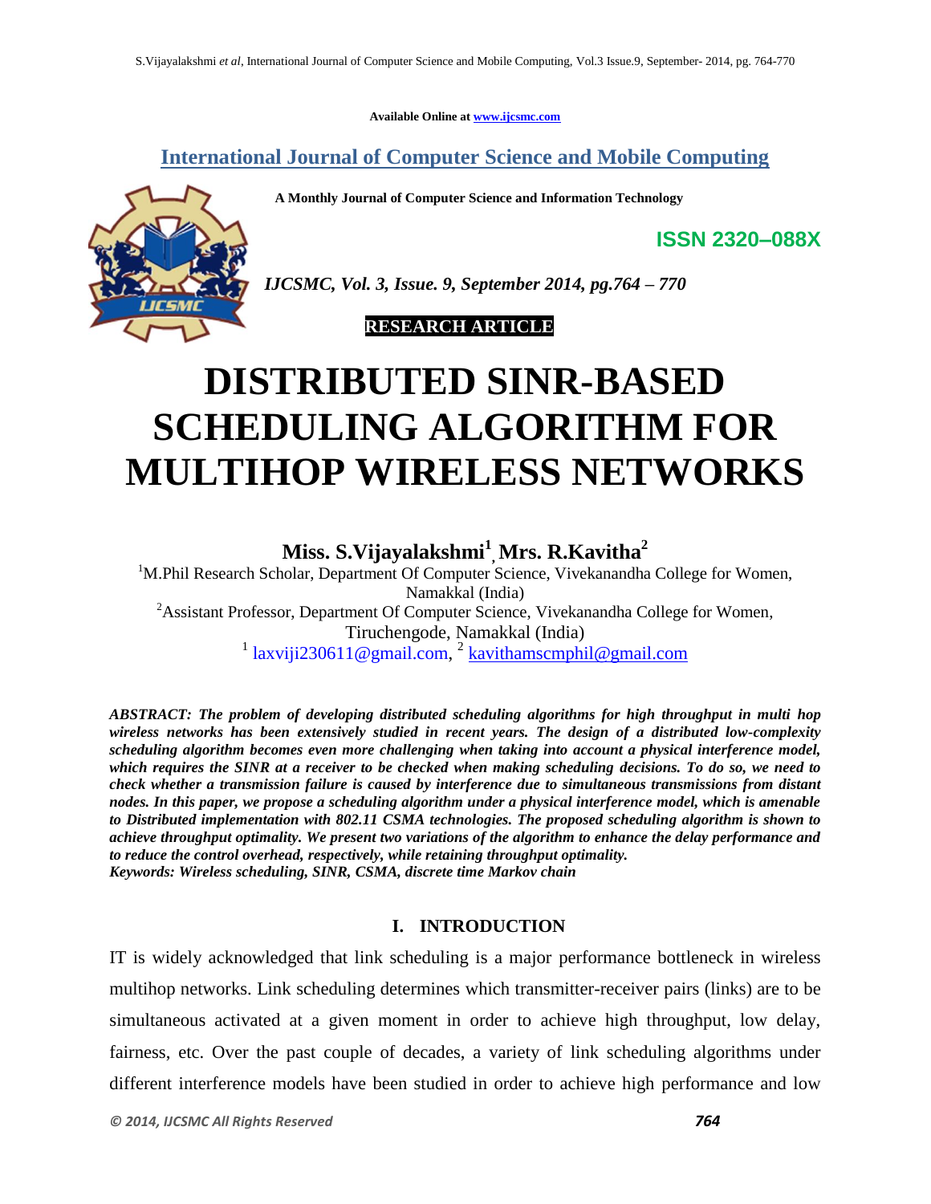Available Online at www.ijcsmc.com

## International Journal of Computer Science and Mobile Computing

A Monthly Journal of Computer Science and Information Technology

ISSN 2320–088X

*IJCSMC, Vol. 3, Issue. 9, September 2014, pg.764 – 770*

**RESEARCH ARTICLE**

# DISTRIBUTED SINR-BASED SCHEDULING ALGORITHM FOR MULTIHOP WIRELESS NETWORKS

**Miss. S.Vijayalakshmi[1], Mrs. R.Kavitha[2]**

[1]M.Phil Research Scholar, Department Of Computer Science, Vivekanandha College for Women, Namakkal (India)

[2]Assistant Professor, Department Of Computer Science, Vivekanandha College for Women, Tiruchengode, Namakkal (India)

[1] laxviji230611@gmail.com, [2] kavithamscmphil@gmail.com

***ABSTRACT: The problem of developing distributed scheduling algorithms for high throughput in multi hop wireless networks has been extensively studied in recent years. The design of a distributed low-complexity scheduling algorithm becomes even more challenging when taking into account a physical interference model, which requires the SINR at a receiver to be checked when making scheduling decisions. To do so, we need to check whether a transmission failure is caused by interference due to simultaneous transmissions from distant nodes. In this paper, we propose a scheduling algorithm under a physical interference model, which is amenable to Distributed implementation with 802.11 CSMA technologies. The proposed scheduling algorithm is shown to achieve throughput optimality. We present two variations of the algorithm to enhance the delay performance and to reduce the control overhead, respectively, while retaining throughput optimality.***

***Keywords: Wireless scheduling, SINR, CSMA, discrete time Markov chain***

## I. INTRODUCTION

IT is widely acknowledged that link scheduling is a major performance bottleneck in wireless multihop networks. Link scheduling determines which transmitter-receiver pairs (links) are to be simultaneous activated at a given moment in order to achieve high throughput, low delay, fairness, etc. Over the past couple of decades, a variety of link scheduling algorithms under different interference models have been studied in order to achieve high performance and low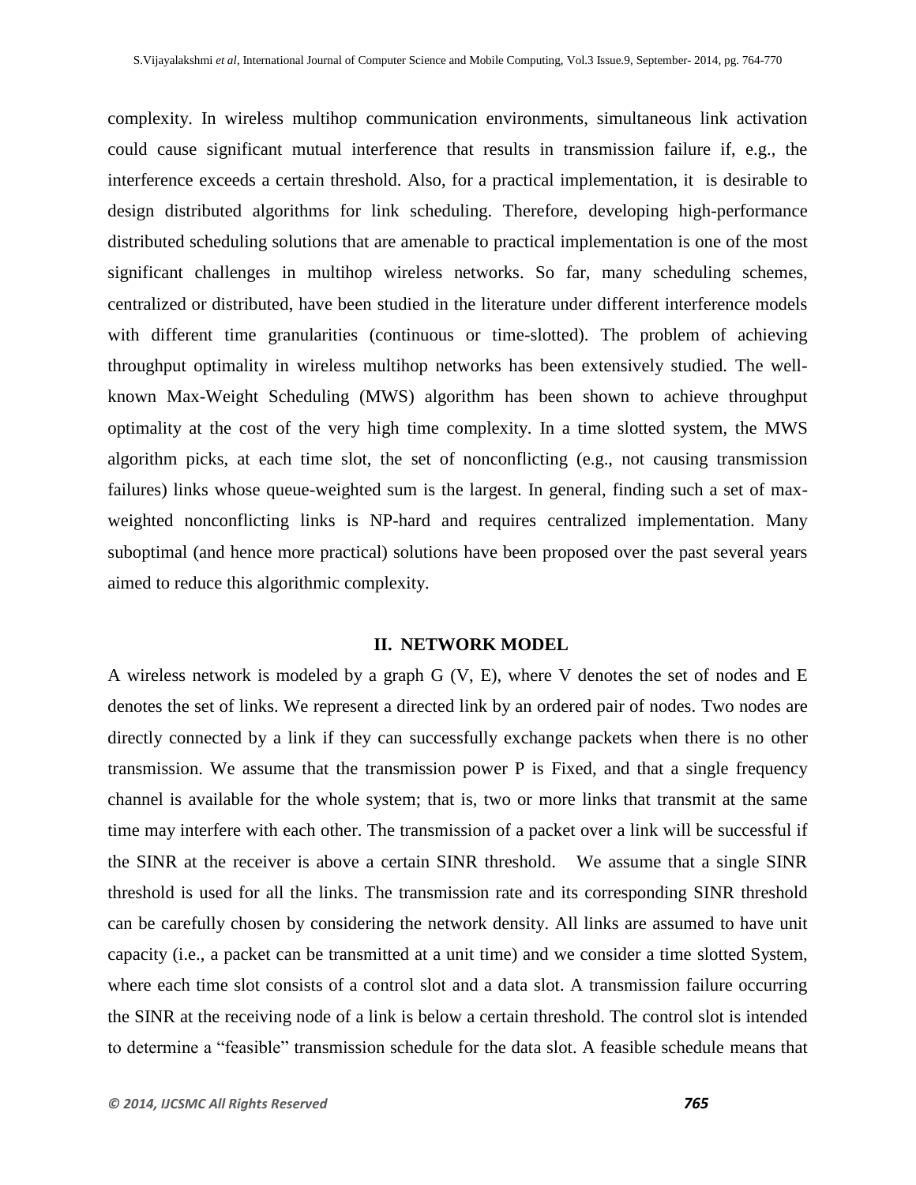complexity. In wireless multihop communication environments, simultaneous link activation could cause significant mutual interference that results in transmission failure if, e.g., the interference exceeds a certain threshold. Also, for a practical implementation, it is desirable to design distributed algorithms for link scheduling. Therefore, developing high-performance distributed scheduling solutions that are amenable to practical implementation is one of the most significant challenges in multihop wireless networks. So far, many scheduling schemes, centralized or distributed, have been studied in the literature under different interference models with different time granularities (continuous or time-slotted). The problem of achieving throughput optimality in wireless multihop networks has been extensively studied. The well-known Max-Weight Scheduling (MWS) algorithm has been shown to achieve throughput optimality at the cost of the very high time complexity. In a time slotted system, the MWS algorithm picks, at each time slot, the set of nonconflicting (e.g., not causing transmission failures) links whose queue-weighted sum is the largest. In general, finding such a set of max-weighted nonconflicting links is NP-hard and requires centralized implementation. Many suboptimal (and hence more practical) solutions have been proposed over the past several years aimed to reduce this algorithmic complexity.

## II. NETWORK MODEL

A wireless network is modeled by a graph G (V, E), where V denotes the set of nodes and E denotes the set of links. We represent a directed link by an ordered pair of nodes. Two nodes are directly connected by a link if they can successfully exchange packets when there is no other transmission. We assume that the transmission power P is Fixed, and that a single frequency channel is available for the whole system; that is, two or more links that transmit at the same time may interfere with each other. The transmission of a packet over a link will be successful if the SINR at the receiver is above a certain SINR threshold. We assume that a single SINR threshold is used for all the links. The transmission rate and its corresponding SINR threshold can be carefully chosen by considering the network density. All links are assumed to have unit capacity (i.e., a packet can be transmitted at a unit time) and we consider a time slotted System, where each time slot consists of a control slot and a data slot. A transmission failure occurring the SINR at the receiving node of a link is below a certain threshold. The control slot is intended to determine a "feasible" transmission schedule for the data slot. A feasible schedule means that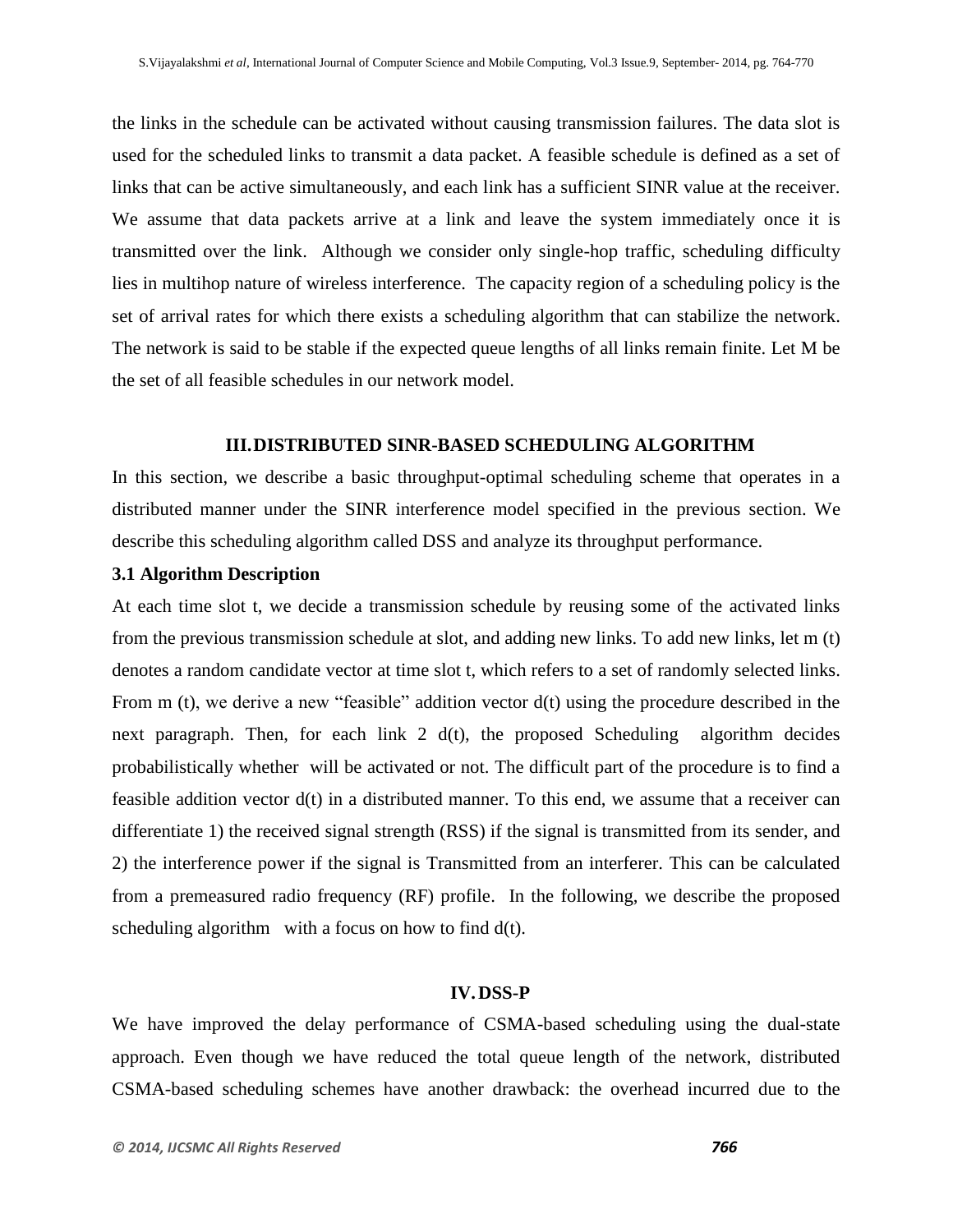the links in the schedule can be activated without causing transmission failures. The data slot is used for the scheduled links to transmit a data packet. A feasible schedule is defined as a set of links that can be active simultaneously, and each link has a sufficient SINR value at the receiver. We assume that data packets arrive at a link and leave the system immediately once it is transmitted over the link. Although we consider only single-hop traffic, scheduling difficulty lies in multihop nature of wireless interference. The capacity region of a scheduling policy is the set of arrival rates for which there exists a scheduling algorithm that can stabilize the network. The network is said to be stable if the expected queue lengths of all links remain finite. Let M be the set of all feasible schedules in our network model.

## III. DISTRIBUTED SINR-BASED SCHEDULING ALGORITHM

In this section, we describe a basic throughput-optimal scheduling scheme that operates in a distributed manner under the SINR interference model specified in the previous section. We describe this scheduling algorithm called DSS and analyze its throughput performance.

### 3.1 Algorithm Description

At each time slot t, we decide a transmission schedule by reusing some of the activated links from the previous transmission schedule at slot, and adding new links. To add new links, let m (t) denotes a random candidate vector at time slot t, which refers to a set of randomly selected links. From m (t), we derive a new "feasible" addition vector d(t) using the procedure described in the next paragraph. Then, for each link 2 d(t), the proposed Scheduling algorithm decides probabilistically whether will be activated or not. The difficult part of the procedure is to find a feasible addition vector d(t) in a distributed manner. To this end, we assume that a receiver can differentiate 1) the received signal strength (RSS) if the signal is transmitted from its sender, and 2) the interference power if the signal is Transmitted from an interferer. This can be calculated from a premeasured radio frequency (RF) profile. In the following, we describe the proposed scheduling algorithm with a focus on how to find d(t).

## IV. DSS-P

We have improved the delay performance of CSMA-based scheduling using the dual-state approach. Even though we have reduced the total queue length of the network, distributed CSMA-based scheduling schemes have another drawback: the overhead incurred due to the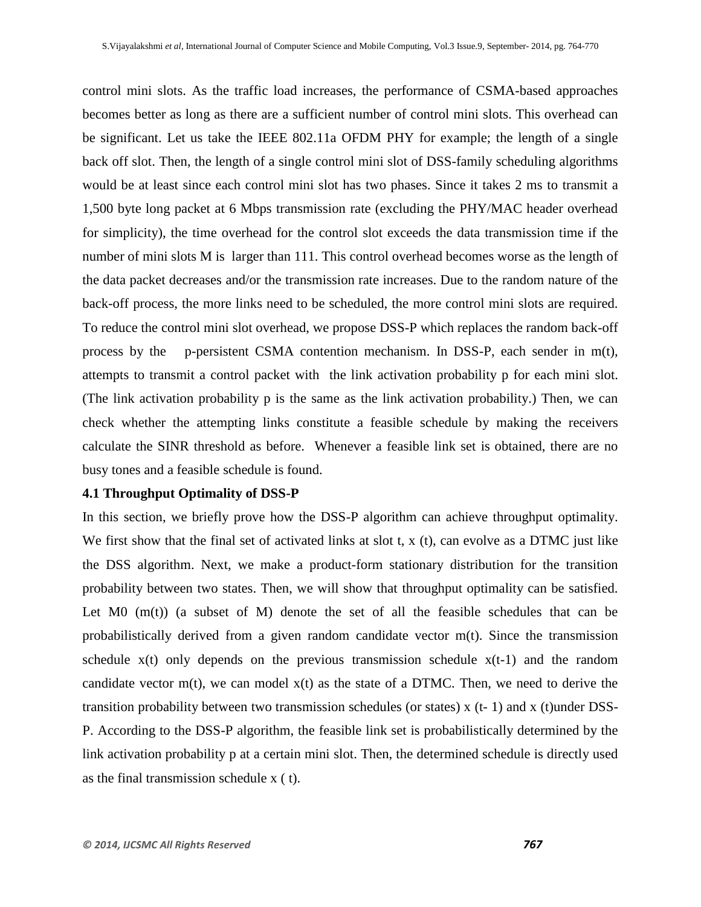control mini slots. As the traffic load increases, the performance of CSMA-based approaches becomes better as long as there are a sufficient number of control mini slots. This overhead can be significant. Let us take the IEEE 802.11a OFDM PHY for example; the length of a single back off slot. Then, the length of a single control mini slot of DSS-family scheduling algorithms would be at least since each control mini slot has two phases. Since it takes 2 ms to transmit a 1,500 byte long packet at 6 Mbps transmission rate (excluding the PHY/MAC header overhead for simplicity), the time overhead for the control slot exceeds the data transmission time if the number of mini slots M is larger than 111. This control overhead becomes worse as the length of the data packet decreases and/or the transmission rate increases. Due to the random nature of the back-off process, the more links need to be scheduled, the more control mini slots are required. To reduce the control mini slot overhead, we propose DSS-P which replaces the random back-off process by the p-persistent CSMA contention mechanism. In DSS-P, each sender in m(t), attempts to transmit a control packet with the link activation probability p for each mini slot. (The link activation probability p is the same as the link activation probability.) Then, we can check whether the attempting links constitute a feasible schedule by making the receivers calculate the SINR threshold as before. Whenever a feasible link set is obtained, there are no busy tones and a feasible schedule is found.

**4.1 Throughput Optimality of DSS-P**

In this section, we briefly prove how the DSS-P algorithm can achieve throughput optimality. We first show that the final set of activated links at slot t, x (t), can evolve as a DTMC just like the DSS algorithm. Next, we make a product-form stationary distribution for the transition probability between two states. Then, we will show that throughput optimality can be satisfied. Let M0 (m(t)) (a subset of M) denote the set of all the feasible schedules that can be probabilistically derived from a given random candidate vector m(t). Since the transmission schedule x(t) only depends on the previous transmission schedule x(t-1) and the random candidate vector m(t), we can model x(t) as the state of a DTMC. Then, we need to derive the transition probability between two transmission schedules (or states) x (t- 1) and x (t)under DSS-P. According to the DSS-P algorithm, the feasible link set is probabilistically determined by the link activation probability p at a certain mini slot. Then, the determined schedule is directly used as the final transmission schedule x ( t).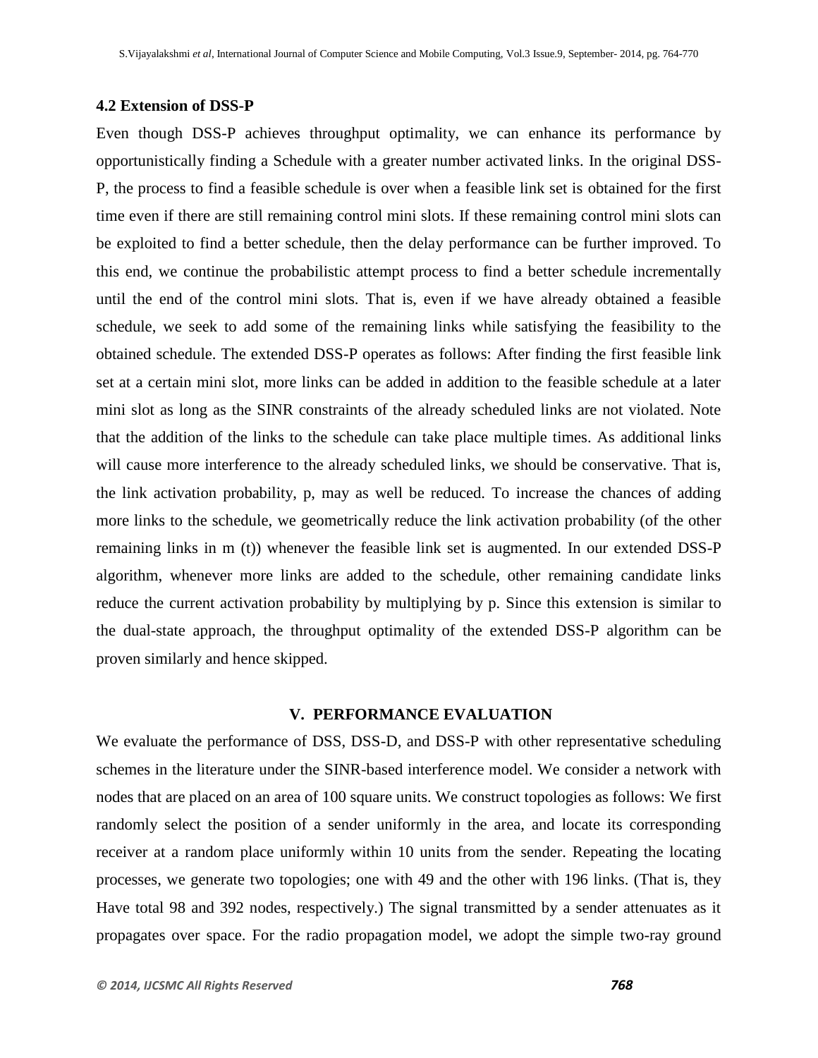### 4.2 Extension of DSS-P

Even though DSS-P achieves throughput optimality, we can enhance its performance by opportunistically finding a Schedule with a greater number activated links. In the original DSS-P, the process to find a feasible schedule is over when a feasible link set is obtained for the first time even if there are still remaining control mini slots. If these remaining control mini slots can be exploited to find a better schedule, then the delay performance can be further improved. To this end, we continue the probabilistic attempt process to find a better schedule incrementally until the end of the control mini slots. That is, even if we have already obtained a feasible schedule, we seek to add some of the remaining links while satisfying the feasibility to the obtained schedule. The extended DSS-P operates as follows: After finding the first feasible link set at a certain mini slot, more links can be added in addition to the feasible schedule at a later mini slot as long as the SINR constraints of the already scheduled links are not violated. Note that the addition of the links to the schedule can take place multiple times. As additional links will cause more interference to the already scheduled links, we should be conservative. That is, the link activation probability, p, may as well be reduced. To increase the chances of adding more links to the schedule, we geometrically reduce the link activation probability (of the other remaining links in m (t)) whenever the feasible link set is augmented. In our extended DSS-P algorithm, whenever more links are added to the schedule, other remaining candidate links reduce the current activation probability by multiplying by p. Since this extension is similar to the dual-state approach, the throughput optimality of the extended DSS-P algorithm can be proven similarly and hence skipped.

## V. PERFORMANCE EVALUATION

We evaluate the performance of DSS, DSS-D, and DSS-P with other representative scheduling schemes in the literature under the SINR-based interference model. We consider a network with nodes that are placed on an area of 100 square units. We construct topologies as follows: We first randomly select the position of a sender uniformly in the area, and locate its corresponding receiver at a random place uniformly within 10 units from the sender. Repeating the locating processes, we generate two topologies; one with 49 and the other with 196 links. (That is, they Have total 98 and 392 nodes, respectively.) The signal transmitted by a sender attenuates as it propagates over space. For the radio propagation model, we adopt the simple two-ray ground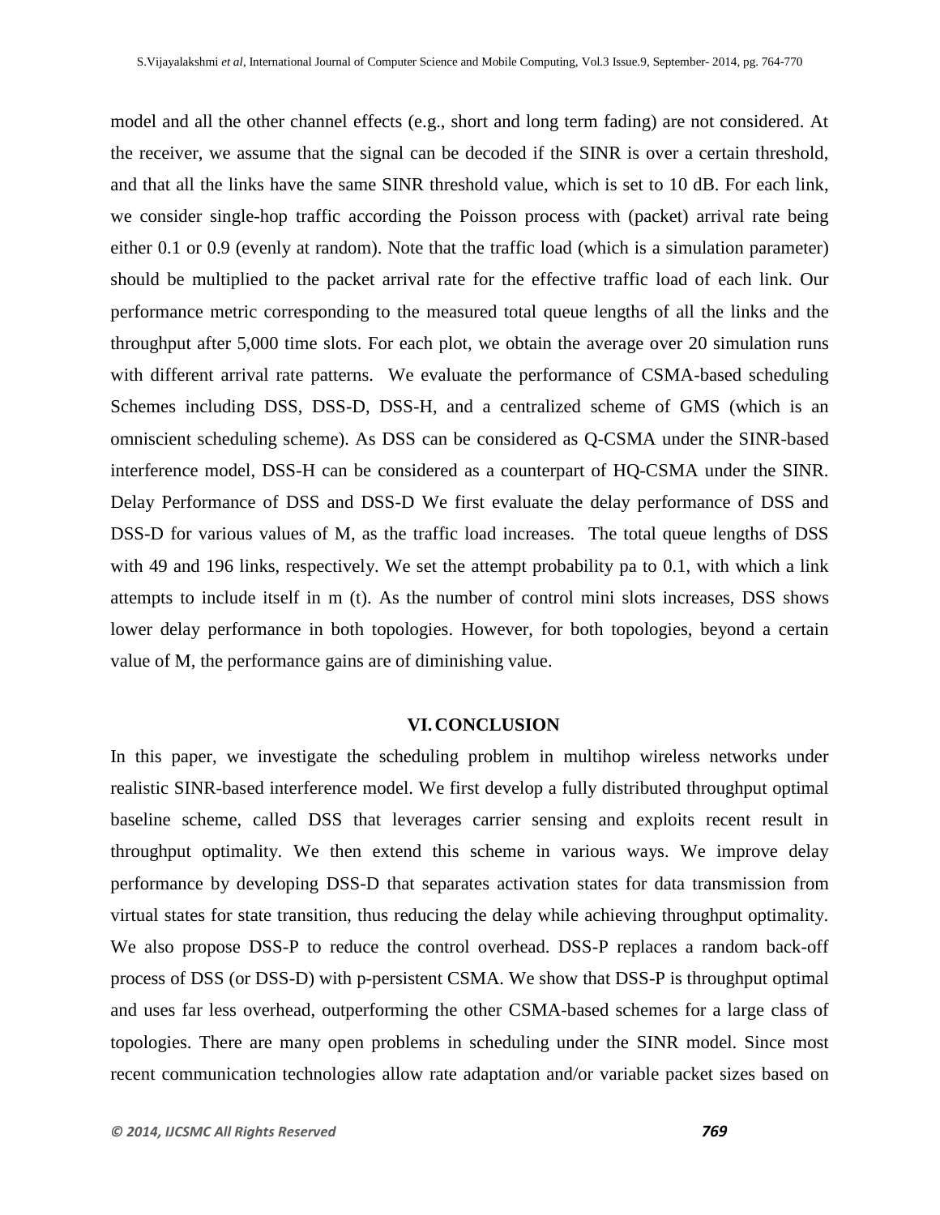model and all the other channel effects (e.g., short and long term fading) are not considered. At the receiver, we assume that the signal can be decoded if the SINR is over a certain threshold, and that all the links have the same SINR threshold value, which is set to 10 dB. For each link, we consider single-hop traffic according the Poisson process with (packet) arrival rate being either 0.1 or 0.9 (evenly at random). Note that the traffic load (which is a simulation parameter) should be multiplied to the packet arrival rate for the effective traffic load of each link. Our performance metric corresponding to the measured total queue lengths of all the links and the throughput after 5,000 time slots. For each plot, we obtain the average over 20 simulation runs with different arrival rate patterns. We evaluate the performance of CSMA-based scheduling Schemes including DSS, DSS-D, DSS-H, and a centralized scheme of GMS (which is an omniscient scheduling scheme). As DSS can be considered as Q-CSMA under the SINR-based interference model, DSS-H can be considered as a counterpart of HQ-CSMA under the SINR. Delay Performance of DSS and DSS-D We first evaluate the delay performance of DSS and DSS-D for various values of M, as the traffic load increases. The total queue lengths of DSS with 49 and 196 links, respectively. We set the attempt probability pa to 0.1, with which a link attempts to include itself in m (t). As the number of control mini slots increases, DSS shows lower delay performance in both topologies. However, for both topologies, beyond a certain value of M, the performance gains are of diminishing value.

## VI. CONCLUSION

In this paper, we investigate the scheduling problem in multihop wireless networks under realistic SINR-based interference model. We first develop a fully distributed throughput optimal baseline scheme, called DSS that leverages carrier sensing and exploits recent result in throughput optimality. We then extend this scheme in various ways. We improve delay performance by developing DSS-D that separates activation states for data transmission from virtual states for state transition, thus reducing the delay while achieving throughput optimality. We also propose DSS-P to reduce the control overhead. DSS-P replaces a random back-off process of DSS (or DSS-D) with p-persistent CSMA. We show that DSS-P is throughput optimal and uses far less overhead, outperforming the other CSMA-based schemes for a large class of topologies. There are many open problems in scheduling under the SINR model. Since most recent communication technologies allow rate adaptation and/or variable packet sizes based on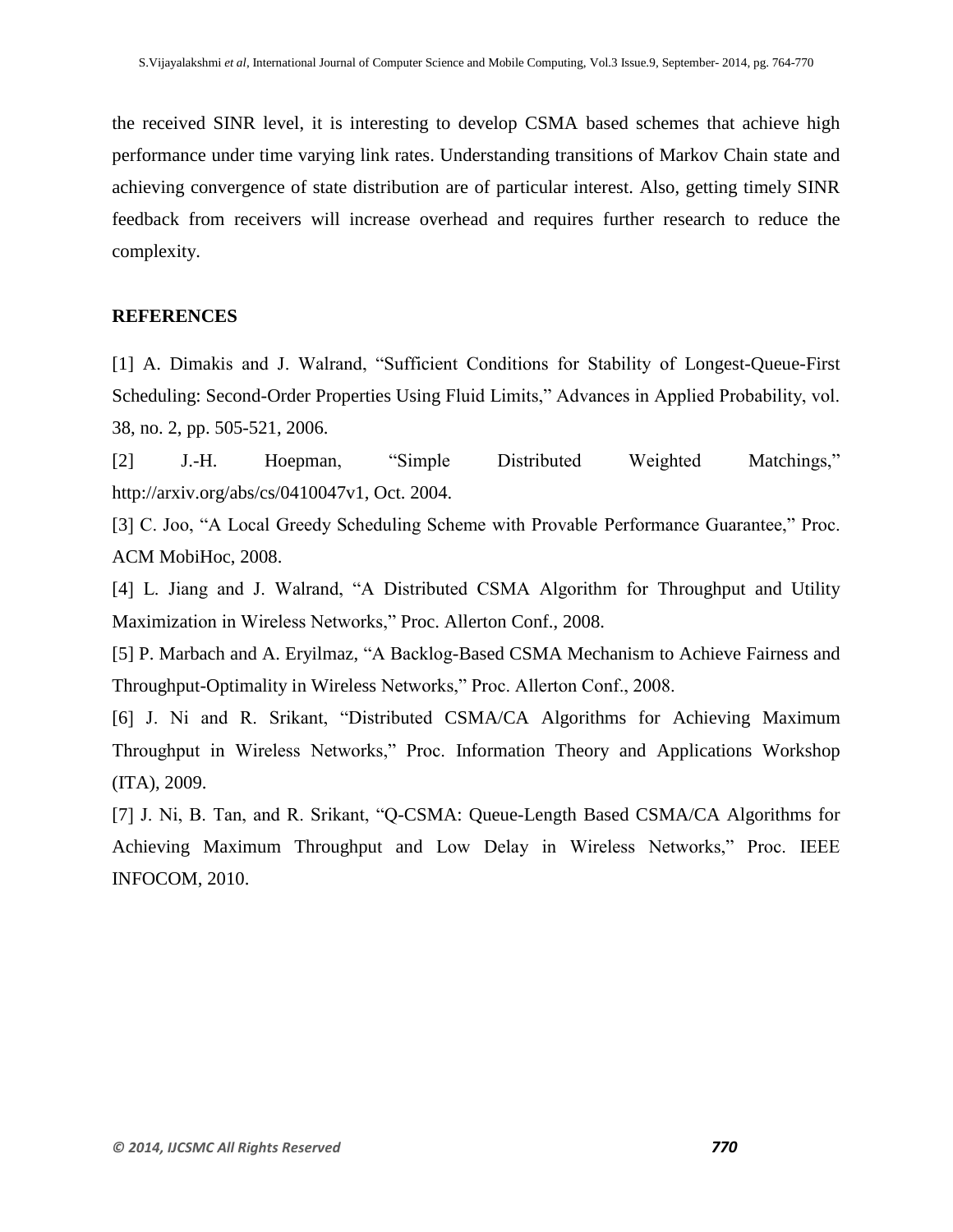the received SINR level, it is interesting to develop CSMA based schemes that achieve high performance under time varying link rates. Understanding transitions of Markov Chain state and achieving convergence of state distribution are of particular interest. Also, getting timely SINR feedback from receivers will increase overhead and requires further research to reduce the complexity.

## REFERENCES

[1] A. Dimakis and J. Walrand, "Sufficient Conditions for Stability of Longest-Queue-First Scheduling: Second-Order Properties Using Fluid Limits," Advances in Applied Probability, vol. 38, no. 2, pp. 505-521, 2006.

[2] J.-H. Hoepman, "Simple Distributed Weighted Matchings," http://arxiv.org/abs/cs/0410047v1, Oct. 2004.

[3] C. Joo, "A Local Greedy Scheduling Scheme with Provable Performance Guarantee," Proc. ACM MobiHoc, 2008.

[4] L. Jiang and J. Walrand, "A Distributed CSMA Algorithm for Throughput and Utility Maximization in Wireless Networks," Proc. Allerton Conf., 2008.

[5] P. Marbach and A. Eryilmaz, "A Backlog-Based CSMA Mechanism to Achieve Fairness and Throughput-Optimality in Wireless Networks," Proc. Allerton Conf., 2008.

[6] J. Ni and R. Srikant, "Distributed CSMA/CA Algorithms for Achieving Maximum Throughput in Wireless Networks," Proc. Information Theory and Applications Workshop (ITA), 2009.

[7] J. Ni, B. Tan, and R. Srikant, "Q-CSMA: Queue-Length Based CSMA/CA Algorithms for Achieving Maximum Throughput and Low Delay in Wireless Networks," Proc. IEEE INFOCOM, 2010.